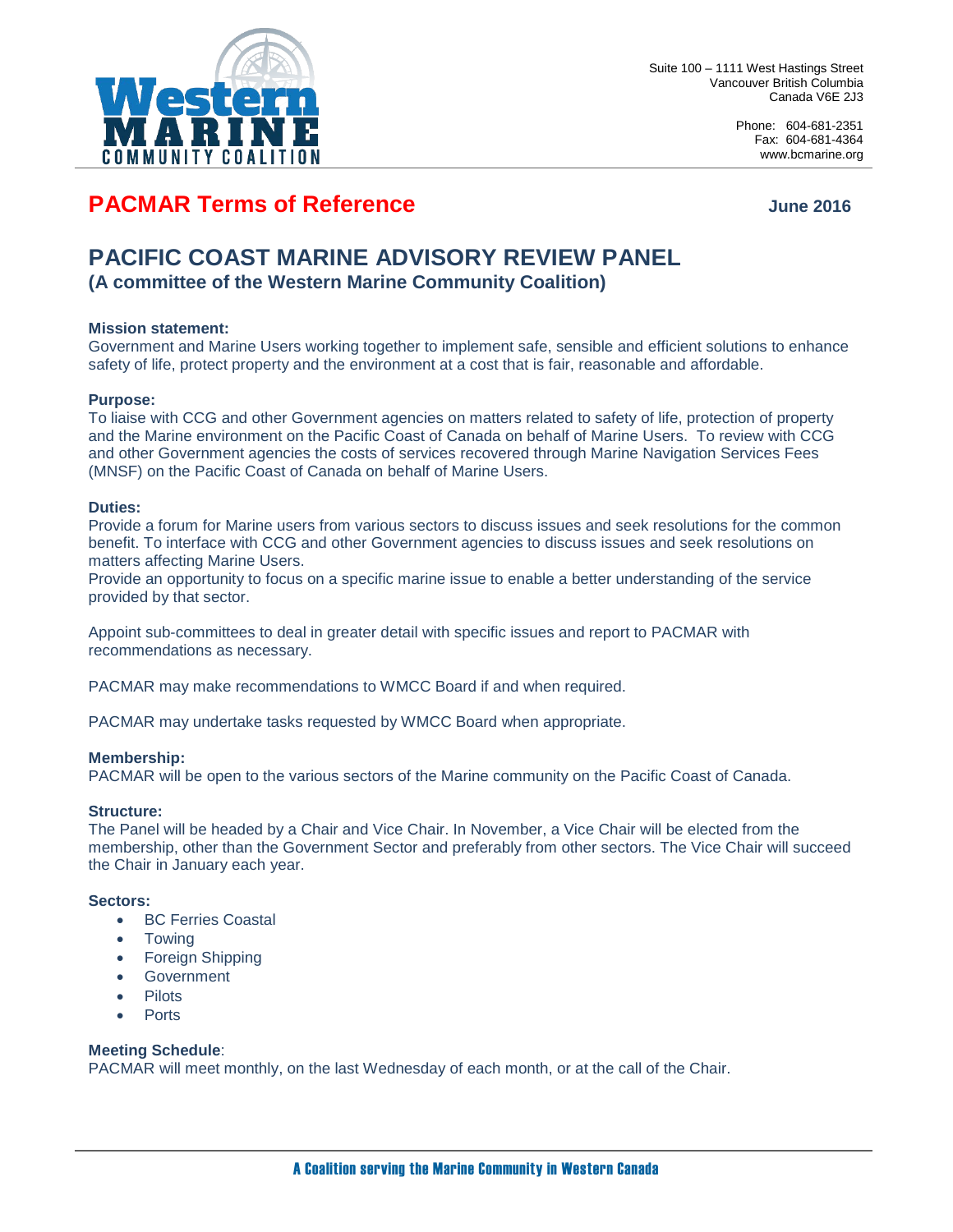Suite 100 – 1111 West Hastings Street
Vancouver British Columbia
Canada V6E 2J3

Phone: 604-681-2351
Fax: 604-681-4364
www.bcmarine.org

# PACMAR Terms of Reference

**June 2016**

## PACIFIC COAST MARINE ADVISORY REVIEW PANEL

### (A committee of the Western Marine Community Coalition)

**Mission statement:**
Government and Marine Users working together to implement safe, sensible and efficient solutions to enhance safety of life, protect property and the environment at a cost that is fair, reasonable and affordable.

**Purpose:**
To liaise with CCG and other Government agencies on matters related to safety of life, protection of property and the Marine environment on the Pacific Coast of Canada on behalf of Marine Users. To review with CCG and other Government agencies the costs of services recovered through Marine Navigation Services Fees (MNSF) on the Pacific Coast of Canada on behalf of Marine Users.

**Duties:**
Provide a forum for Marine users from various sectors to discuss issues and seek resolutions for the common benefit. To interface with CCG and other Government agencies to discuss issues and seek resolutions on matters affecting Marine Users.
Provide an opportunity to focus on a specific marine issue to enable a better understanding of the service provided by that sector.

Appoint sub-committees to deal in greater detail with specific issues and report to PACMAR with recommendations as necessary.

PACMAR may make recommendations to WMCC Board if and when required.

PACMAR may undertake tasks requested by WMCC Board when appropriate.

**Membership:**
PACMAR will be open to the various sectors of the Marine community on the Pacific Coast of Canada.

**Structure:**
The Panel will be headed by a Chair and Vice Chair. In November, a Vice Chair will be elected from the membership, other than the Government Sector and preferably from other sectors. The Vice Chair will succeed the Chair in January each year.

**Sectors:**

- BC Ferries Coastal
- Towing
- Foreign Shipping
- Government
- Pilots
- Ports

**Meeting Schedule**:
PACMAR will meet monthly, on the last Wednesday of each month, or at the call of the Chair.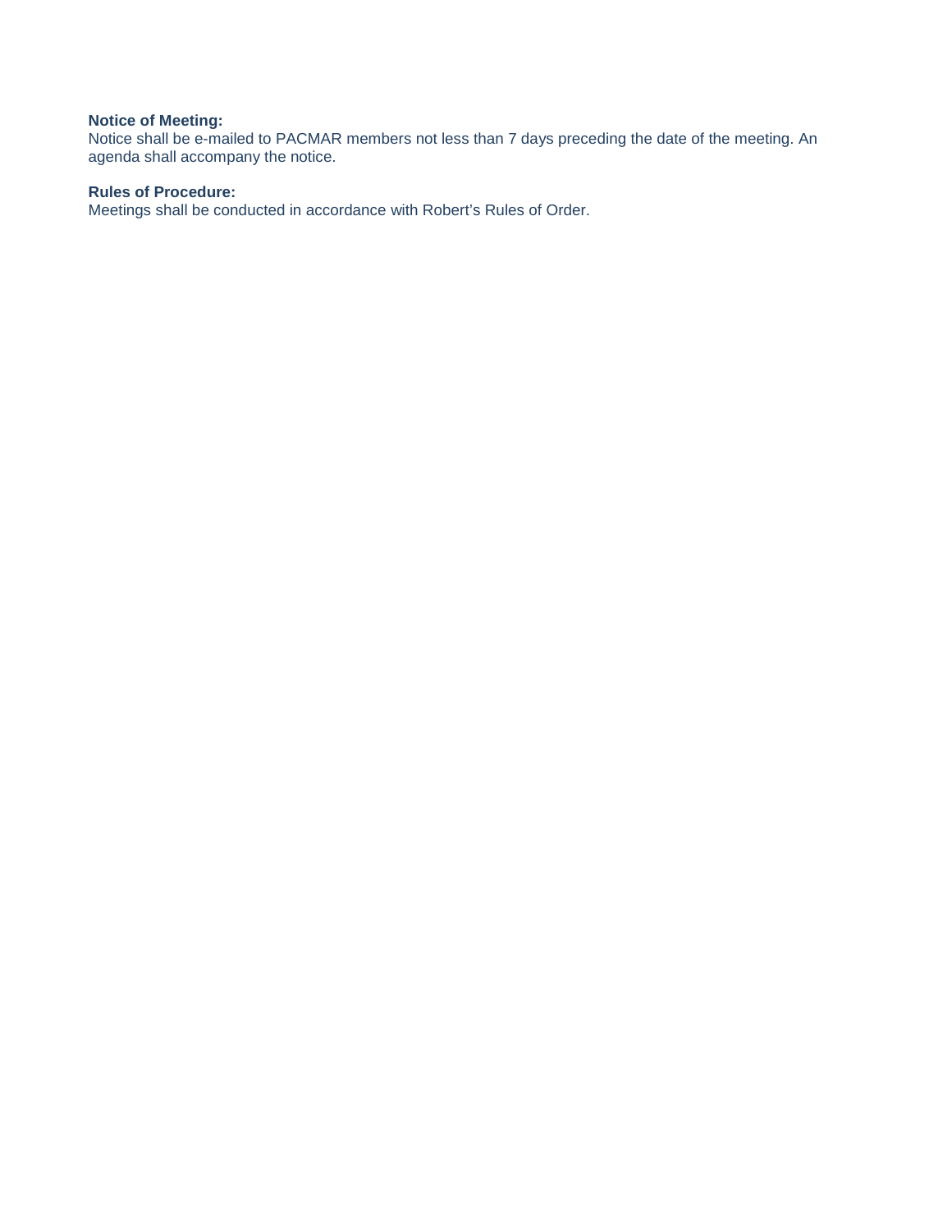**Notice of Meeting:**
Notice shall be e-mailed to PACMAR members not less than 7 days preceding the date of the meeting. An agenda shall accompany the notice.

**Rules of Procedure:**
Meetings shall be conducted in accordance with Robert's Rules of Order.